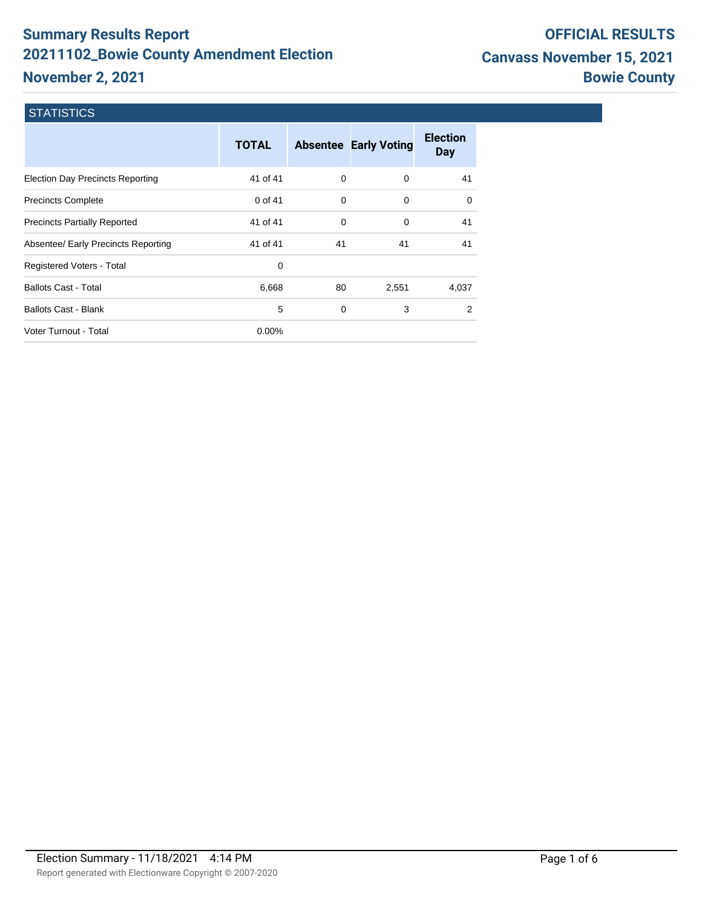# Summary Results Report
# 20211102_Bowie County Amendment Election
# November 2, 2021

**OFFICIAL RESULTS**
**Canvass November 15, 2021**
**Bowie County**

## STATISTICS

| | TOTAL | Absentee | Early Voting | Election Day |
|---|---|---|---|---|
| Election Day Precincts Reporting | 41 of 41 | 0 | 0 | 41 |
| Precincts Complete | 0 of 41 | 0 | 0 | 0 |
| Precincts Partially Reported | 41 of 41 | 0 | 0 | 41 |
| Absentee/ Early Precincts Reporting | 41 of 41 | 41 | 41 | 41 |
| Registered Voters - Total | 0 | | | |
| Ballots Cast - Total | 6,668 | 80 | 2,551 | 4,037 |
| Ballots Cast - Blank | 5 | 0 | 3 | 2 |
| Voter Turnout - Total | 0.00% | | | |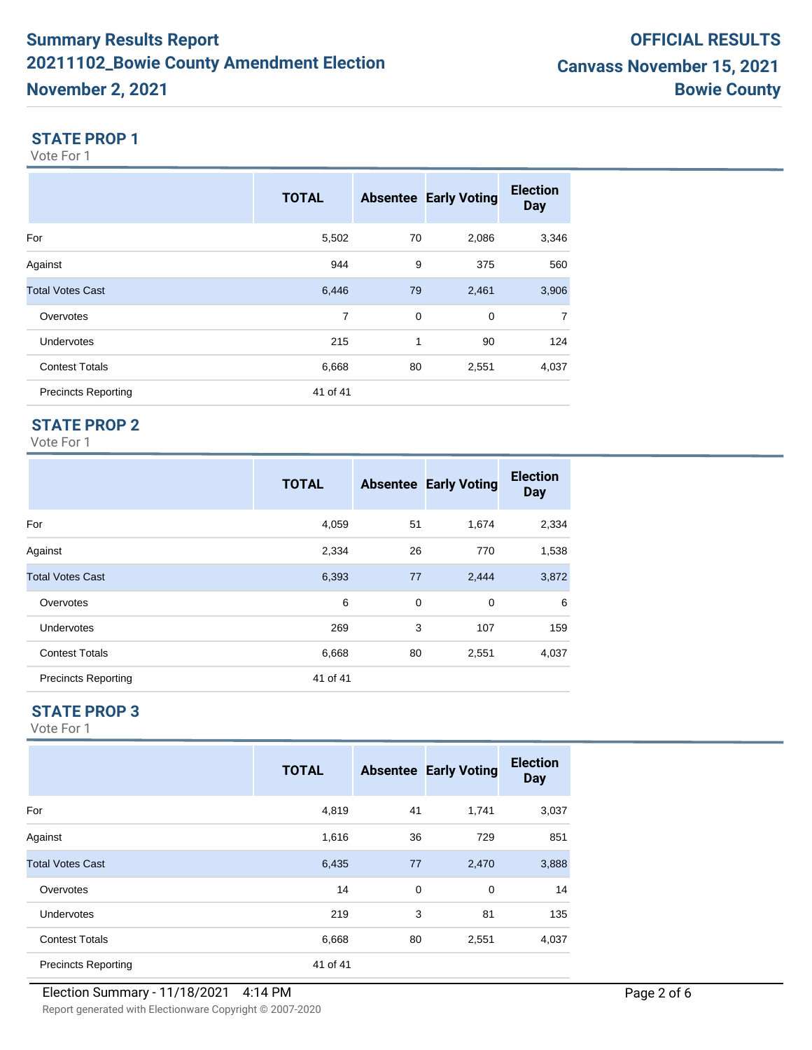# Summary Results Report 20211102_Bowie County Amendment Election November 2, 2021

**OFFICIAL RESULTS Canvass November 15, 2021 Bowie County**

## STATE PROP 1

Vote For 1

| | TOTAL | Absentee | Early Voting | Election Day |
|---|---|---|---|---|
| For | 5,502 | 70 | 2,086 | 3,346 |
| Against | 944 | 9 | 375 | 560 |
| Total Votes Cast | 6,446 | 79 | 2,461 | 3,906 |
| Overvotes | 7 | 0 | 0 | 7 |
| Undervotes | 215 | 1 | 90 | 124 |
| Contest Totals | 6,668 | 80 | 2,551 | 4,037 |
| Precincts Reporting | 41 of 41 | | | |

## STATE PROP 2

Vote For 1

| | TOTAL | Absentee | Early Voting | Election Day |
|---|---|---|---|---|
| For | 4,059 | 51 | 1,674 | 2,334 |
| Against | 2,334 | 26 | 770 | 1,538 |
| Total Votes Cast | 6,393 | 77 | 2,444 | 3,872 |
| Overvotes | 6 | 0 | 0 | 6 |
| Undervotes | 269 | 3 | 107 | 159 |
| Contest Totals | 6,668 | 80 | 2,551 | 4,037 |
| Precincts Reporting | 41 of 41 | | | |

## STATE PROP 3

Vote For 1

| | TOTAL | Absentee | Early Voting | Election Day |
|---|---|---|---|---|
| For | 4,819 | 41 | 1,741 | 3,037 |
| Against | 1,616 | 36 | 729 | 851 |
| Total Votes Cast | 6,435 | 77 | 2,470 | 3,888 |
| Overvotes | 14 | 0 | 0 | 14 |
| Undervotes | 219 | 3 | 81 | 135 |
| Contest Totals | 6,668 | 80 | 2,551 | 4,037 |
| Precincts Reporting | 41 of 41 | | | |

Election Summary - 11/18/2021 4:14 PM

Report generated with Electionware Copyright © 2007-2020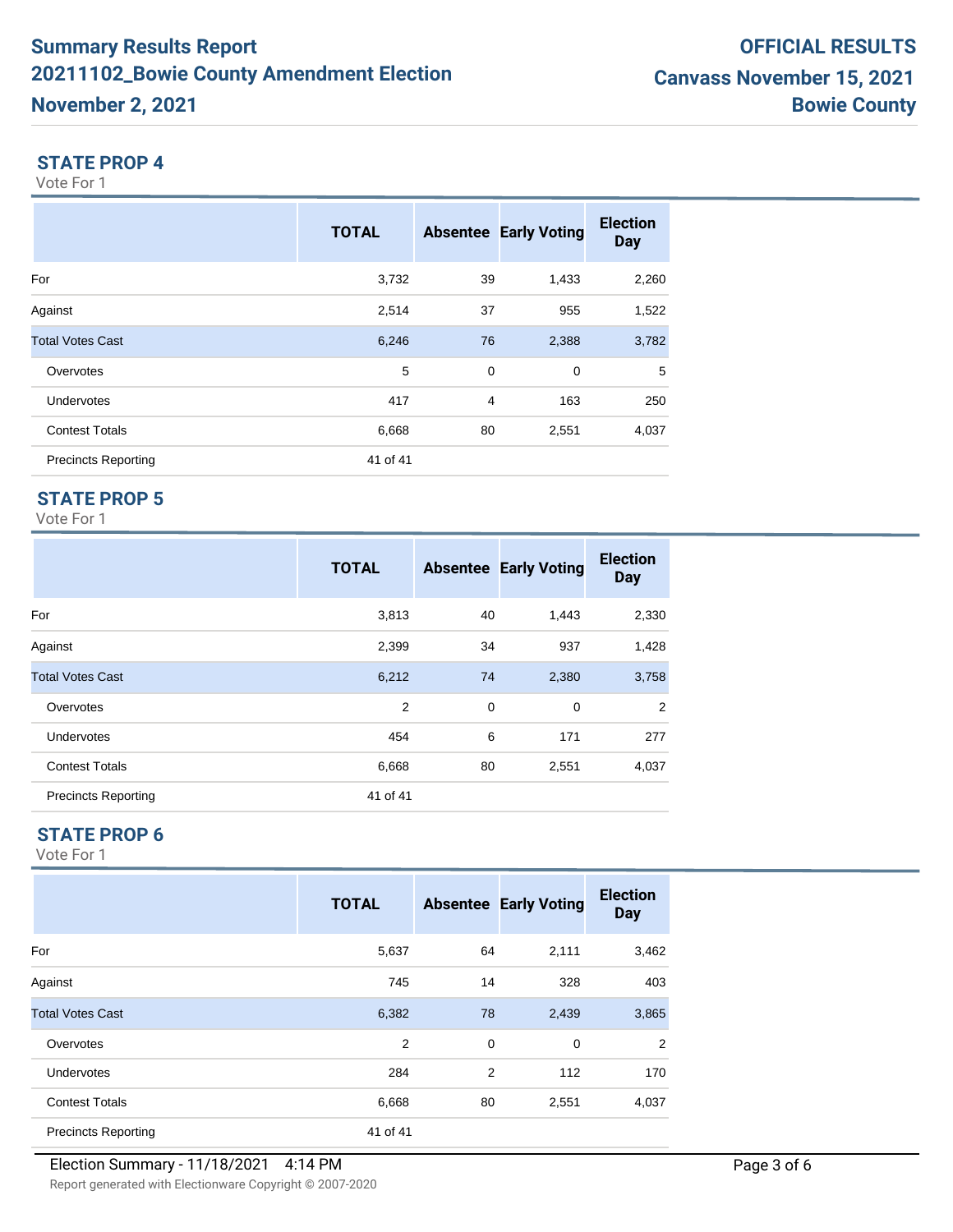# Summary Results Report
# 20211102_Bowie County Amendment Election
# November 2, 2021

**OFFICIAL RESULTS**
**Canvass November 15, 2021**
**Bowie County**

## STATE PROP 4

Vote For 1

| | TOTAL | Absentee | Early Voting | Election Day |
|---|---|---|---|---|
| For | 3,732 | 39 | 1,433 | 2,260 |
| Against | 2,514 | 37 | 955 | 1,522 |
| Total Votes Cast | 6,246 | 76 | 2,388 | 3,782 |
| Overvotes | 5 | 0 | 0 | 5 |
| Undervotes | 417 | 4 | 163 | 250 |
| Contest Totals | 6,668 | 80 | 2,551 | 4,037 |
| Precincts Reporting | 41 of 41 | | | |

## STATE PROP 5

Vote For 1

| | TOTAL | Absentee | Early Voting | Election Day |
|---|---|---|---|---|
| For | 3,813 | 40 | 1,443 | 2,330 |
| Against | 2,399 | 34 | 937 | 1,428 |
| Total Votes Cast | 6,212 | 74 | 2,380 | 3,758 |
| Overvotes | 2 | 0 | 0 | 2 |
| Undervotes | 454 | 6 | 171 | 277 |
| Contest Totals | 6,668 | 80 | 2,551 | 4,037 |
| Precincts Reporting | 41 of 41 | | | |

## STATE PROP 6

Vote For 1

| | TOTAL | Absentee | Early Voting | Election Day |
|---|---|---|---|---|
| For | 5,637 | 64 | 2,111 | 3,462 |
| Against | 745 | 14 | 328 | 403 |
| Total Votes Cast | 6,382 | 78 | 2,439 | 3,865 |
| Overvotes | 2 | 0 | 0 | 2 |
| Undervotes | 284 | 2 | 112 | 170 |
| Contest Totals | 6,668 | 80 | 2,551 | 4,037 |
| Precincts Reporting | 41 of 41 | | | |

Election Summary - 11/18/2021 4:14 PM

Report generated with Electionware Copyright © 2007-2020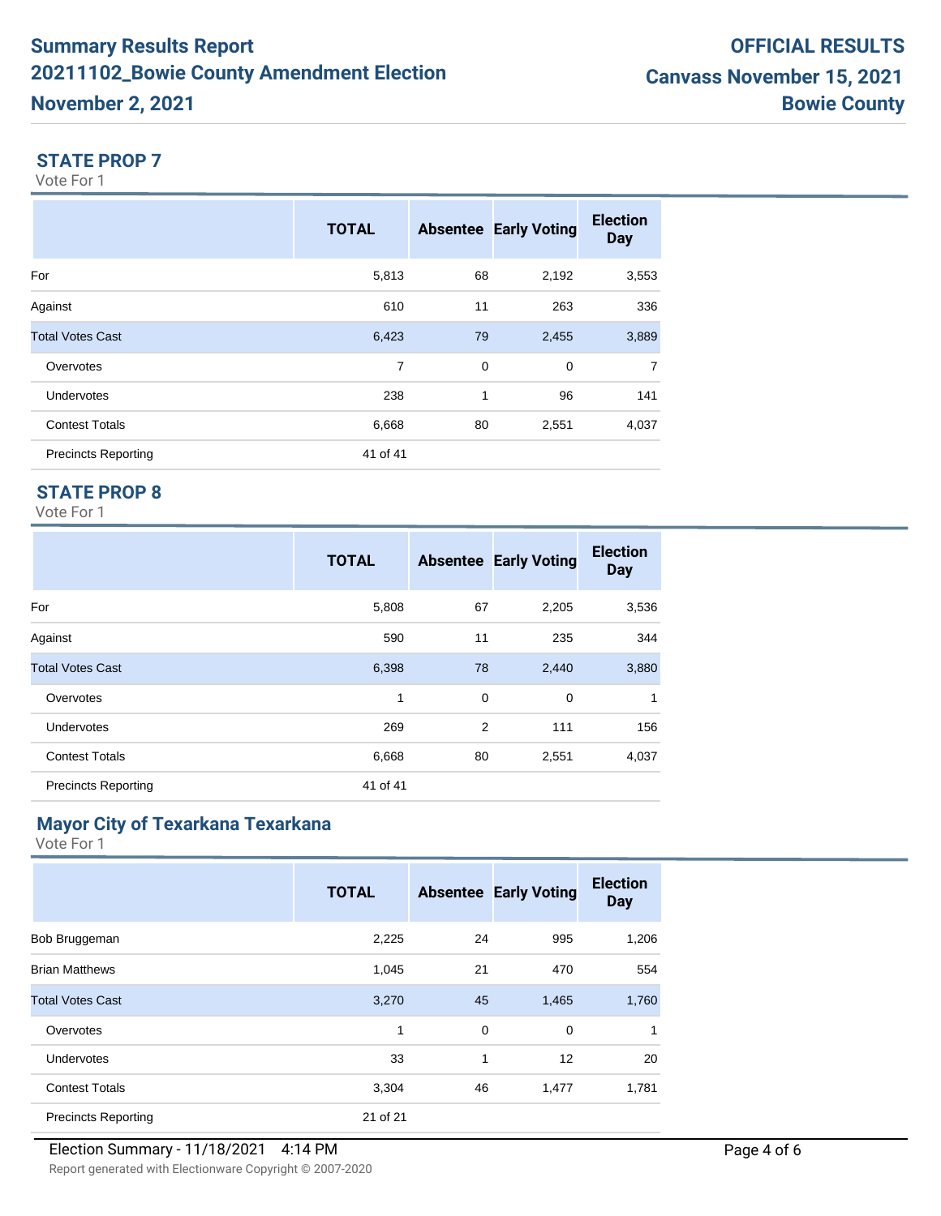# Summary Results Report
# 20211102_Bowie County Amendment Election
# November 2, 2021

**OFFICIAL RESULTS**
**Canvass November 15, 2021**
**Bowie County**

## STATE PROP 7

Vote For 1

| | TOTAL | Absentee | Early Voting | Election Day |
|---|---|---|---|---|
| For | 5,813 | 68 | 2,192 | 3,553 |
| Against | 610 | 11 | 263 | 336 |
| Total Votes Cast | 6,423 | 79 | 2,455 | 3,889 |
| Overvotes | 7 | 0 | 0 | 7 |
| Undervotes | 238 | 1 | 96 | 141 |
| Contest Totals | 6,668 | 80 | 2,551 | 4,037 |
| Precincts Reporting | 41 of 41 | | | |

## STATE PROP 8

Vote For 1

| | TOTAL | Absentee | Early Voting | Election Day |
|---|---|---|---|---|
| For | 5,808 | 67 | 2,205 | 3,536 |
| Against | 590 | 11 | 235 | 344 |
| Total Votes Cast | 6,398 | 78 | 2,440 | 3,880 |
| Overvotes | 1 | 0 | 0 | 1 |
| Undervotes | 269 | 2 | 111 | 156 |
| Contest Totals | 6,668 | 80 | 2,551 | 4,037 |
| Precincts Reporting | 41 of 41 | | | |

## Mayor City of Texarkana Texarkana

Vote For 1

| | TOTAL | Absentee | Early Voting | Election Day |
|---|---|---|---|---|
| Bob Bruggeman | 2,225 | 24 | 995 | 1,206 |
| Brian Matthews | 1,045 | 21 | 470 | 554 |
| Total Votes Cast | 3,270 | 45 | 1,465 | 1,760 |
| Overvotes | 1 | 0 | 0 | 1 |
| Undervotes | 33 | 1 | 12 | 20 |
| Contest Totals | 3,304 | 46 | 1,477 | 1,781 |
| Precincts Reporting | 21 of 21 | | | |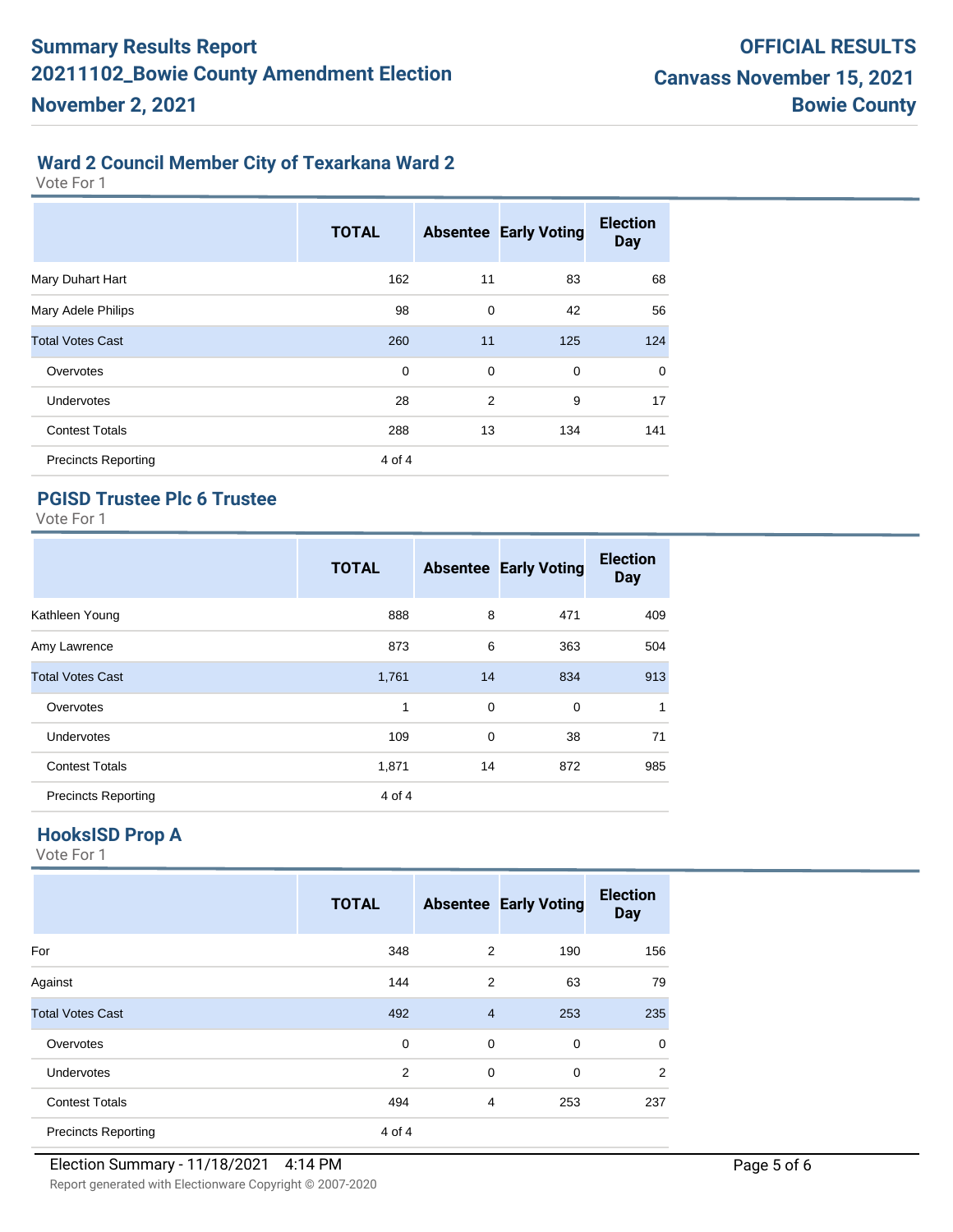## Ward 2 Council Member City of Texarkana Ward 2

Vote For 1

| | TOTAL | Absentee | Early Voting | Election Day |
|---|---|---|---|---|
| Mary Duhart Hart | 162 | 11 | 83 | 68 |
| Mary Adele Philips | 98 | 0 | 42 | 56 |
| Total Votes Cast | 260 | 11 | 125 | 124 |
| Overvotes | 0 | 0 | 0 | 0 |
| Undervotes | 28 | 2 | 9 | 17 |
| Contest Totals | 288 | 13 | 134 | 141 |
| Precincts Reporting | 4 of 4 | | | |

## PGISD Trustee Plc 6 Trustee

Vote For 1

| | TOTAL | Absentee | Early Voting | Election Day |
|---|---|---|---|---|
| Kathleen Young | 888 | 8 | 471 | 409 |
| Amy Lawrence | 873 | 6 | 363 | 504 |
| Total Votes Cast | 1,761 | 14 | 834 | 913 |
| Overvotes | 1 | 0 | 0 | 1 |
| Undervotes | 109 | 0 | 38 | 71 |
| Contest Totals | 1,871 | 14 | 872 | 985 |
| Precincts Reporting | 4 of 4 | | | |

## HooksISD Prop A

Vote For 1

| | TOTAL | Absentee | Early Voting | Election Day |
|---|---|---|---|---|
| For | 348 | 2 | 190 | 156 |
| Against | 144 | 2 | 63 | 79 |
| Total Votes Cast | 492 | 4 | 253 | 235 |
| Overvotes | 0 | 0 | 0 | 0 |
| Undervotes | 2 | 0 | 0 | 2 |
| Contest Totals | 494 | 4 | 253 | 237 |
| Precincts Reporting | 4 of 4 | | | |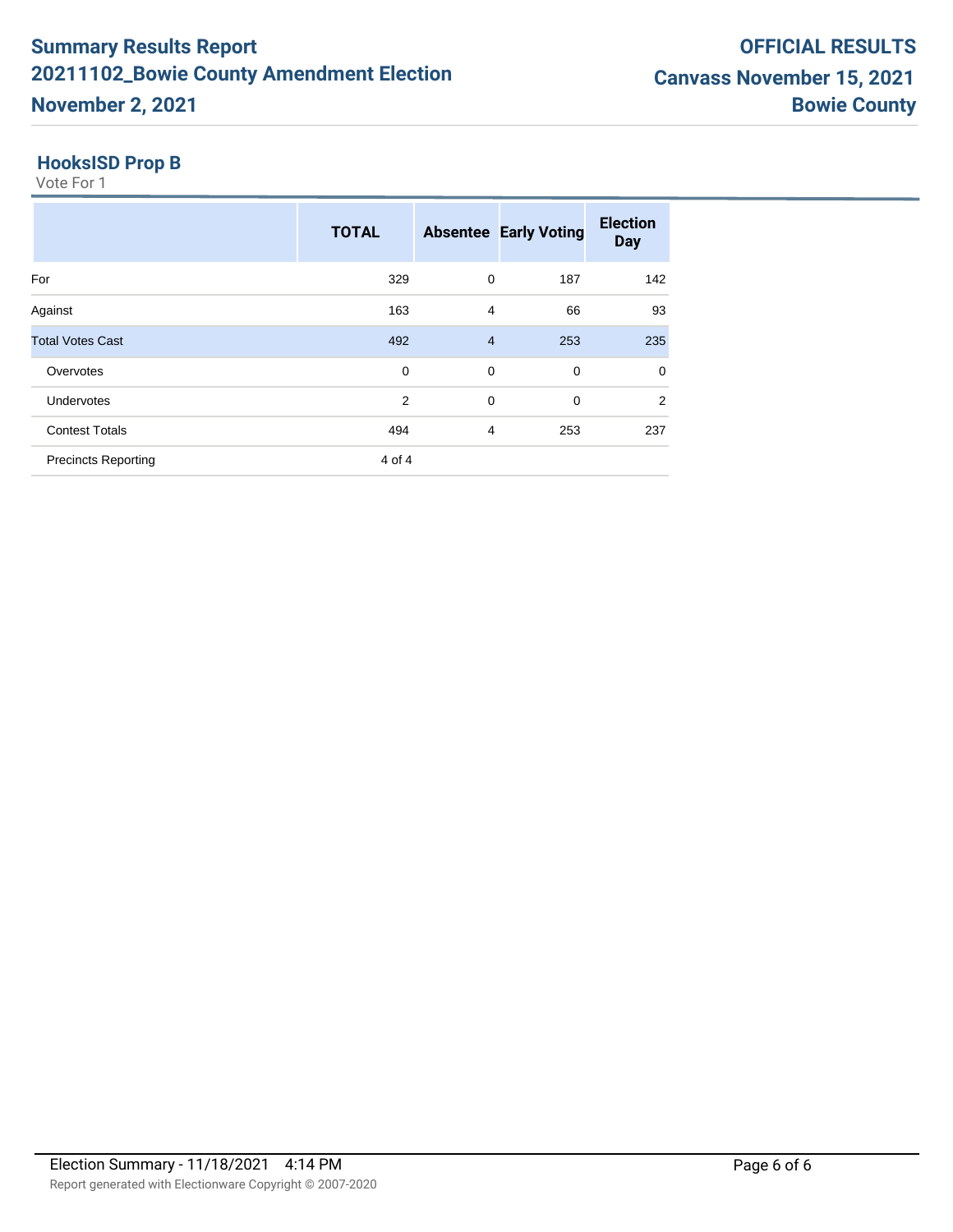## HooksISD Prop B

Vote For 1

| | TOTAL | Absentee | Early Voting | Election Day |
|---|---|---|---|---|
| For | 329 | 0 | 187 | 142 |
| Against | 163 | 4 | 66 | 93 |
| Total Votes Cast | 492 | 4 | 253 | 235 |
| Overvotes | 0 | 0 | 0 | 0 |
| Undervotes | 2 | 0 | 0 | 2 |
| Contest Totals | 494 | 4 | 253 | 237 |
| Precincts Reporting | 4 of 4 | | | |